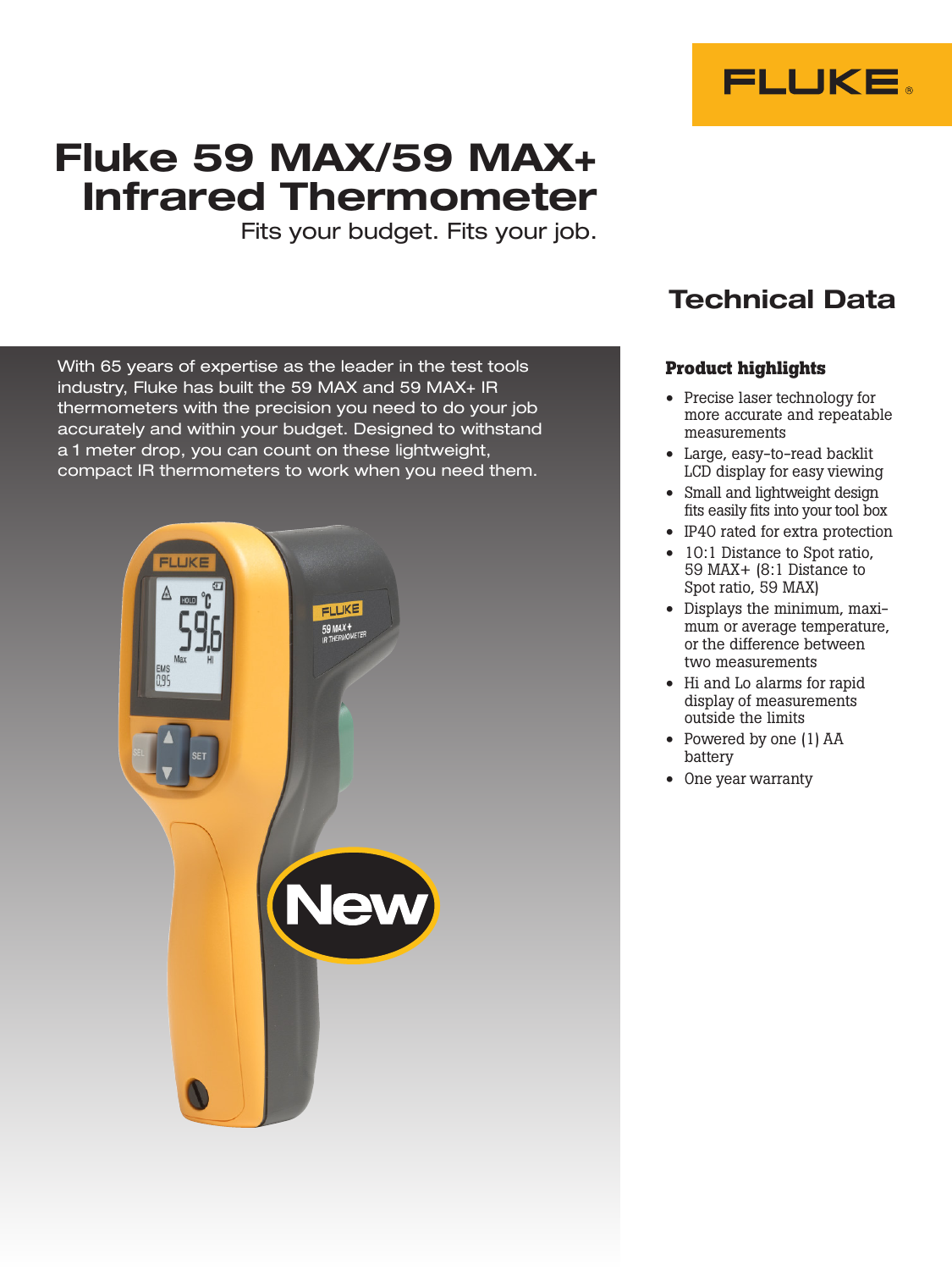FLUKE

# Fluke 59 MAX/59 MAX+ Infrared Thermometer

Fits your budget. Fits your job.

## Technical Data

With 65 years of expertise as the leader in the test tools industry, Fluke has built the 59 MAX and 59 MAX+ IR thermometers with the precision you need to do your job accurately and within your budget. Designed to withstand a 1 meter drop, you can count on these lightweight, compact IR thermometers to work when you need them.

New

### Product highlights

- Precise laser technology for more accurate and repeatable measurements
- Large, easy-to-read backlit LCD display for easy viewing
- Small and lightweight design fits easily fits into your tool box
- IP40 rated for extra protection
- 10:1 Distance to Spot ratio, 59 MAX+ (8:1 Distance to Spot ratio, 59 MAX)
- Displays the minimum, maximum or average temperature, or the difference between two measurements
- Hi and Lo alarms for rapid display of measurements outside the limits
- Powered by one (1) AA battery
- One year warranty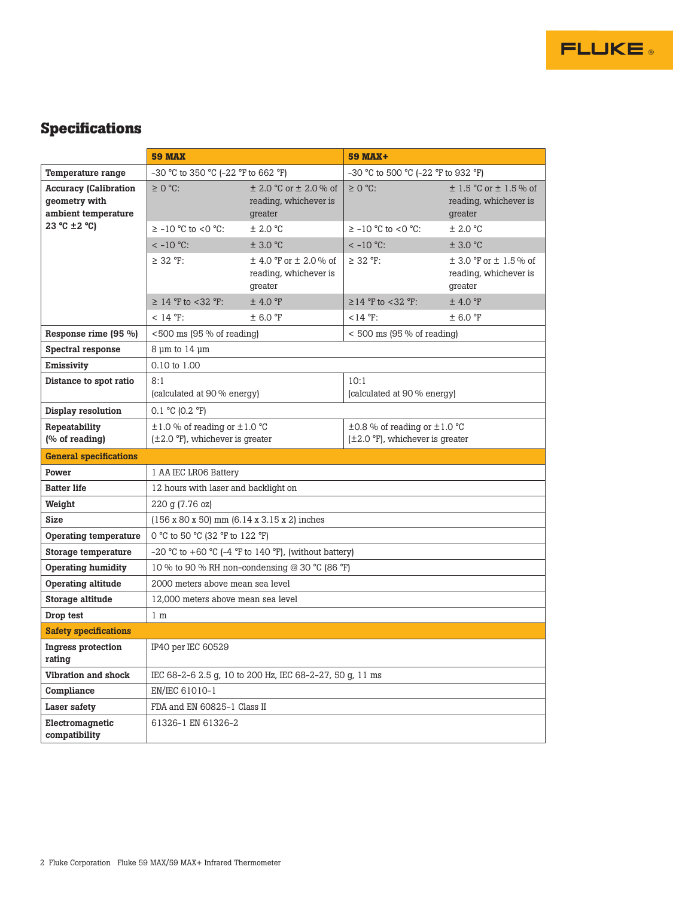## Specifications

| | 59 MAX | | 59 MAX+ | |
|---|---|---|---|---|
| Temperature range | -30 °C to 350 °C (-22 °F to 662 °F) | | -30 °C to 500 °C (-22 °F to 932 °F) | |
| Accuracy (Calibration geometry with ambient temperature 23 °C ±2 °C) | ≥ 0 °C: | ± 2.0 °C or ± 2.0 % of reading, whichever is greater | ≥ 0 °C: | ± 1.5 °C or ± 1.5 % of reading, whichever is greater |
| | ≥ -10 °C to <0 °C: | ± 2.0 °C | ≥ -10 °C to <0 °C: | ± 2.0 °C |
| | < -10 °C: | ± 3.0 °C | < -10 °C: | ± 3.0 °C |
| | ≥ 32 °F: | ± 4.0 °F or ± 2.0 % of reading, whichever is greater | ≥ 32 °F: | ± 3.0 °F or ± 1.5 % of reading, whichever is greater |
| | ≥ 14 °F to <32 °F: | ± 4.0 °F | ≥14 °F to <32 °F: | ± 4.0 °F |
| | < 14 °F: | ± 6.0 °F | <14 °F: | ± 6.0 °F |
| Response rime (95 %) | <500 ms (95 % of reading) | | < 500 ms (95 % of reading) | |
| Spectral response | 8 µm to 14 µm | | | |
| Emissivity | 0.10 to 1.00 | | | |
| Distance to spot ratio | 8:1 (calculated at 90 % energy) | | 10:1 (calculated at 90 % energy) | |
| Display resolution | 0.1 °C (0.2 °F) | | | |
| Repeatability (% of reading) | ±1.0 % of reading or ±1.0 °C (±2.0 °F), whichever is greater | | ±0.8 % of reading or ±1.0 °C (±2.0 °F), whichever is greater | |
| **General specifications** | | | | |
| Power | 1 AA IEC LR06 Battery | | | |
| Batter life | 12 hours with laser and backlight on | | | |
| Weight | 220 g (7.76 oz) | | | |
| Size | (156 x 80 x 50) mm (6.14 x 3.15 x 2) inches | | | |
| Operating temperature | 0 °C to 50 °C (32 °F to 122 °F) | | | |
| Storage temperature | -20 °C to +60 °C (-4 °F to 140 °F), (without battery) | | | |
| Operating humidity | 10 % to 90 % RH non-condensing @ 30 °C (86 °F) | | | |
| Operating altitude | 2000 meters above mean sea level | | | |
| Storage altitude | 12,000 meters above mean sea level | | | |
| Drop test | 1 m | | | |
| **Safety specifications** | | | | |
| Ingress protection rating | IP40 per IEC 60529 | | | |
| Vibration and shock | IEC 68-2-6 2.5 g, 10 to 200 Hz, IEC 68-2-27, 50 g, 11 ms | | | |
| Compliance | EN/IEC 61010-1 | | | |
| Laser safety | FDA and EN 60825-1 Class II | | | |
| Electromagnetic compatibility | 61326-1 EN 61326-2 | | | |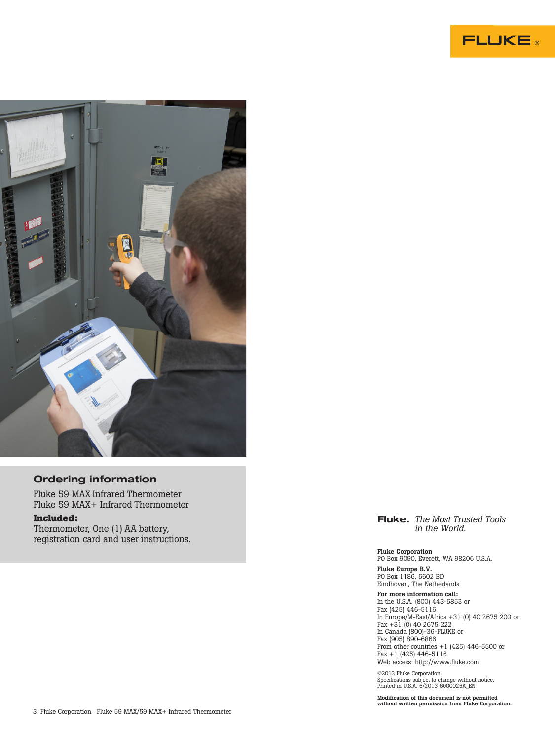## Ordering information

Fluke 59 MAX Infrared Thermometer
Fluke 59 MAX+ Infrared Thermometer

**Included:**
Thermometer, One (1) AA battery, registration card and user instructions.

**Fluke.** *The Most Trusted Tools in the World.*

**Fluke Corporation**
PO Box 9090, Everett, WA 98206 U.S.A.

**Fluke Europe B.V.**
PO Box 1186, 5602 BD
Eindhoven, The Netherlands

**For more information call:**
In the U.S.A. (800) 443-5853 or
Fax (425) 446-5116
In Europe/M-East/Africa +31 (0) 40 2675 200 or
Fax +31 (0) 40 2675 222
In Canada (800)-36-FLUKE or
Fax (905) 890-6866
From other countries +1 (425) 446-5500 or
Fax +1 (425) 446-5116
Web access: http://www.fluke.com

©2013 Fluke Corporation.
Specifications subject to change without notice.
Printed in U.S.A. 6/2013 6000025A_EN

**Modification of this document is not permitted without written permission from Fluke Corporation.**